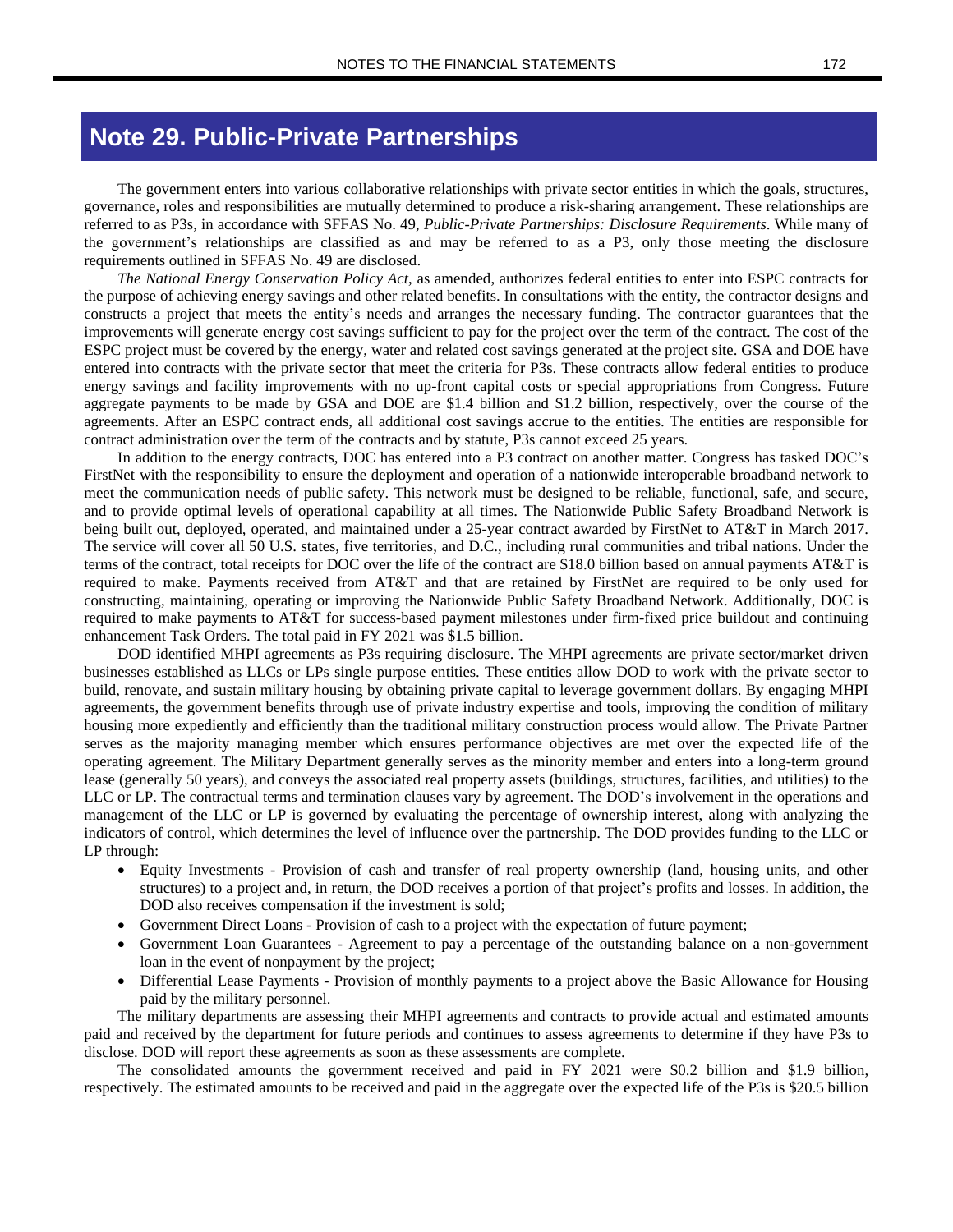# Note 29. Public-Private Partnerships

The government enters into various collaborative relationships with private sector entities in which the goals, structures, governance, roles and responsibilities are mutually determined to produce a risk-sharing arrangement. These relationships are referred to as P3s, in accordance with SFFAS No. 49, *Public-Private Partnerships: Disclosure Requirements*. While many of the government's relationships are classified as and may be referred to as a P3, only those meeting the disclosure requirements outlined in SFFAS No. 49 are disclosed.

*The National Energy Conservation Policy Act*, as amended, authorizes federal entities to enter into ESPC contracts for the purpose of achieving energy savings and other related benefits. In consultations with the entity, the contractor designs and constructs a project that meets the entity's needs and arranges the necessary funding. The contractor guarantees that the improvements will generate energy cost savings sufficient to pay for the project over the term of the contract. The cost of the ESPC project must be covered by the energy, water and related cost savings generated at the project site. GSA and DOE have entered into contracts with the private sector that meet the criteria for P3s. These contracts allow federal entities to produce energy savings and facility improvements with no up-front capital costs or special appropriations from Congress. Future aggregate payments to be made by GSA and DOE are $1.4 billion and $1.2 billion, respectively, over the course of the agreements. After an ESPC contract ends, all additional cost savings accrue to the entities. The entities are responsible for contract administration over the term of the contracts and by statute, P3s cannot exceed 25 years.

In addition to the energy contracts, DOC has entered into a P3 contract on another matter. Congress has tasked DOC's FirstNet with the responsibility to ensure the deployment and operation of a nationwide interoperable broadband network to meet the communication needs of public safety. This network must be designed to be reliable, functional, safe, and secure, and to provide optimal levels of operational capability at all times. The Nationwide Public Safety Broadband Network is being built out, deployed, operated, and maintained under a 25-year contract awarded by FirstNet to AT&T in March 2017. The service will cover all 50 U.S. states, five territories, and D.C., including rural communities and tribal nations. Under the terms of the contract, total receipts for DOC over the life of the contract are $18.0 billion based on annual payments AT&T is required to make. Payments received from AT&T and that are retained by FirstNet are required to be only used for constructing, maintaining, operating or improving the Nationwide Public Safety Broadband Network. Additionally, DOC is required to make payments to AT&T for success-based payment milestones under firm-fixed price buildout and continuing enhancement Task Orders. The total paid in FY 2021 was $1.5 billion.

DOD identified MHPI agreements as P3s requiring disclosure. The MHPI agreements are private sector/market driven businesses established as LLCs or LPs single purpose entities. These entities allow DOD to work with the private sector to build, renovate, and sustain military housing by obtaining private capital to leverage government dollars. By engaging MHPI agreements, the government benefits through use of private industry expertise and tools, improving the condition of military housing more expediently and efficiently than the traditional military construction process would allow. The Private Partner serves as the majority managing member which ensures performance objectives are met over the expected life of the operating agreement. The Military Department generally serves as the minority member and enters into a long-term ground lease (generally 50 years), and conveys the associated real property assets (buildings, structures, facilities, and utilities) to the LLC or LP. The contractual terms and termination clauses vary by agreement. The DOD's involvement in the operations and management of the LLC or LP is governed by evaluating the percentage of ownership interest, along with analyzing the indicators of control, which determines the level of influence over the partnership. The DOD provides funding to the LLC or LP through:

- Equity Investments - Provision of cash and transfer of real property ownership (land, housing units, and other structures) to a project and, in return, the DOD receives a portion of that project's profits and losses. In addition, the DOD also receives compensation if the investment is sold;
- Government Direct Loans - Provision of cash to a project with the expectation of future payment;
- Government Loan Guarantees - Agreement to pay a percentage of the outstanding balance on a non-government loan in the event of nonpayment by the project;
- Differential Lease Payments - Provision of monthly payments to a project above the Basic Allowance for Housing paid by the military personnel.

The military departments are assessing their MHPI agreements and contracts to provide actual and estimated amounts paid and received by the department for future periods and continues to assess agreements to determine if they have P3s to disclose. DOD will report these agreements as soon as these assessments are complete.

The consolidated amounts the government received and paid in FY 2021 were $0.2 billion and $1.9 billion, respectively. The estimated amounts to be received and paid in the aggregate over the expected life of the P3s is $20.5 billion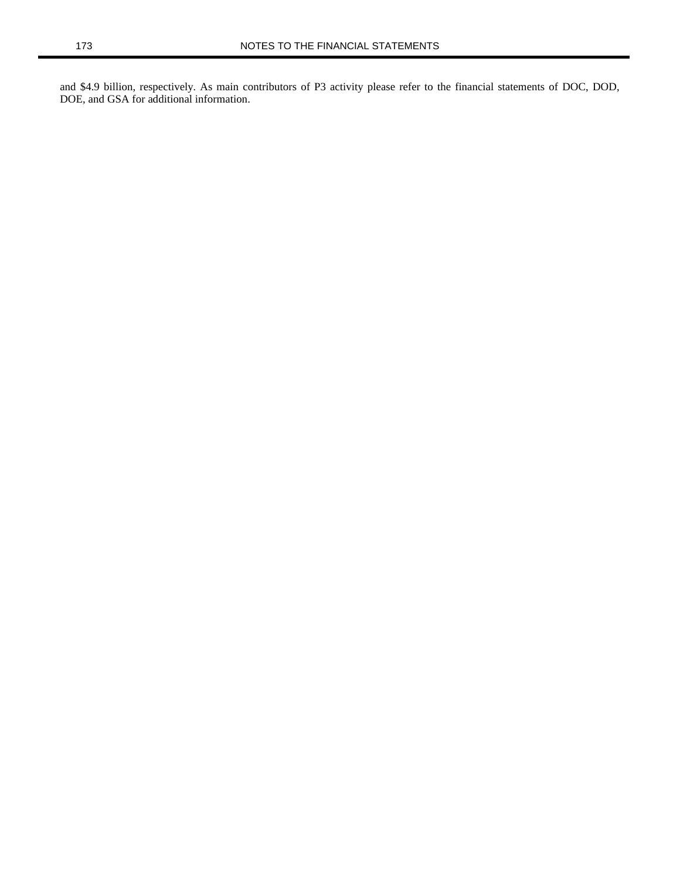and $4.9 billion, respectively. As main contributors of P3 activity please refer to the financial statements of DOC, DOD, DOE, and GSA for additional information.